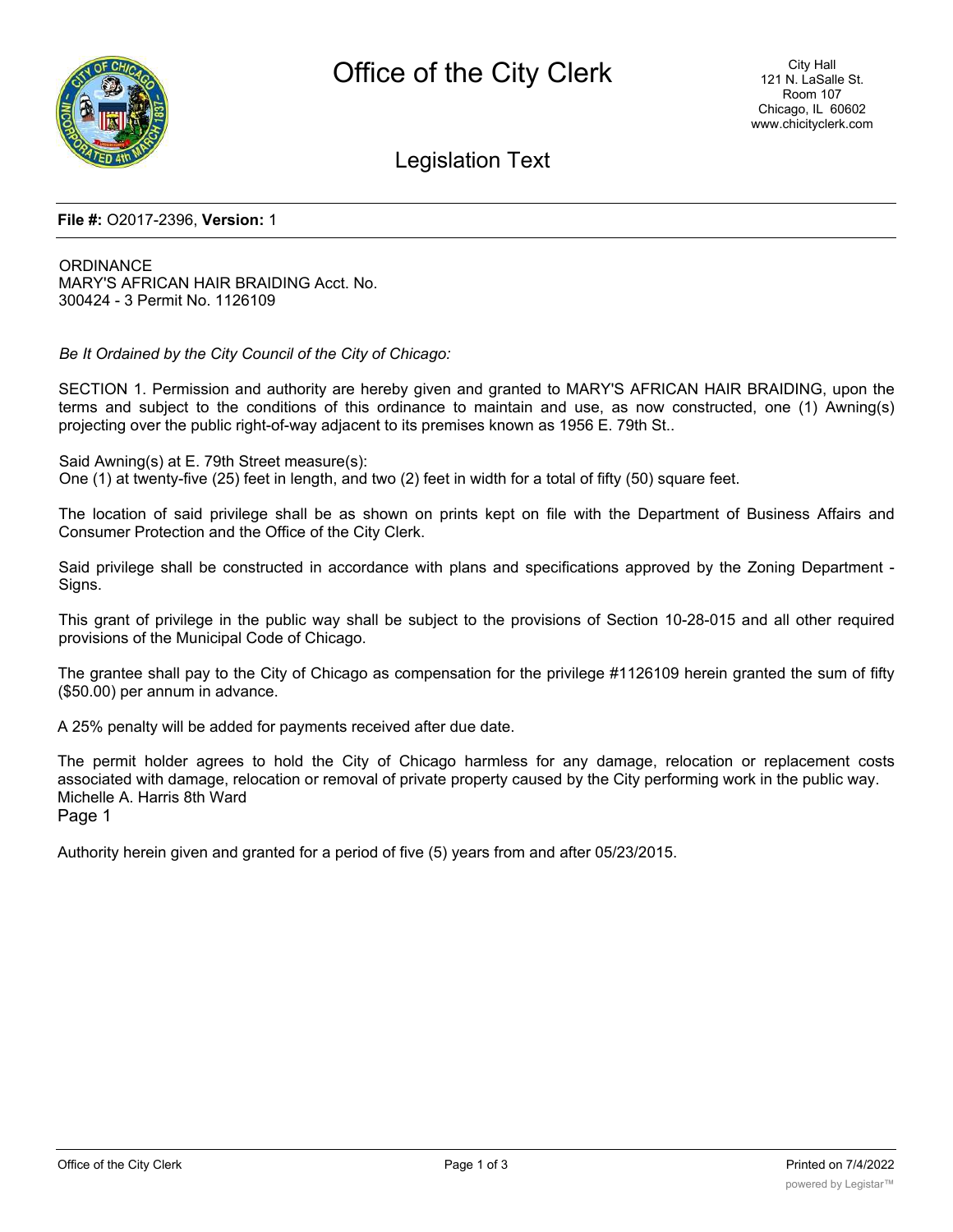**File #:** O2017-2396, **Version:** 1

ORDINANCE
MARY'S AFRICAN HAIR BRAIDING Acct. No.
300424 - 3 Permit No. 1126109

*Be It Ordained by the City Council of the City of Chicago:*

SECTION 1. Permission and authority are hereby given and granted to MARY'S AFRICAN HAIR BRAIDING, upon the terms and subject to the conditions of this ordinance to maintain and use, as now constructed, one (1) Awning(s) projecting over the public right-of-way adjacent to its premises known as 1956 E. 79th St..

Said Awning(s) at E. 79th Street measure(s):
One (1) at twenty-five (25) feet in length, and two (2) feet in width for a total of fifty (50) square feet.

The location of said privilege shall be as shown on prints kept on file with the Department of Business Affairs and Consumer Protection and the Office of the City Clerk.

Said privilege shall be constructed in accordance with plans and specifications approved by the Zoning Department - Signs.

This grant of privilege in the public way shall be subject to the provisions of Section 10-28-015 and all other required provisions of the Municipal Code of Chicago.

The grantee shall pay to the City of Chicago as compensation for the privilege #1126109 herein granted the sum of fifty ($50.00) per annum in advance.

A 25% penalty will be added for payments received after due date.

The permit holder agrees to hold the City of Chicago harmless for any damage, relocation or replacement costs associated with damage, relocation or removal of private property caused by the City performing work in the public way.
Michelle A. Harris 8th Ward
Page 1

Authority herein given and granted for a period of five (5) years from and after 05/23/2015.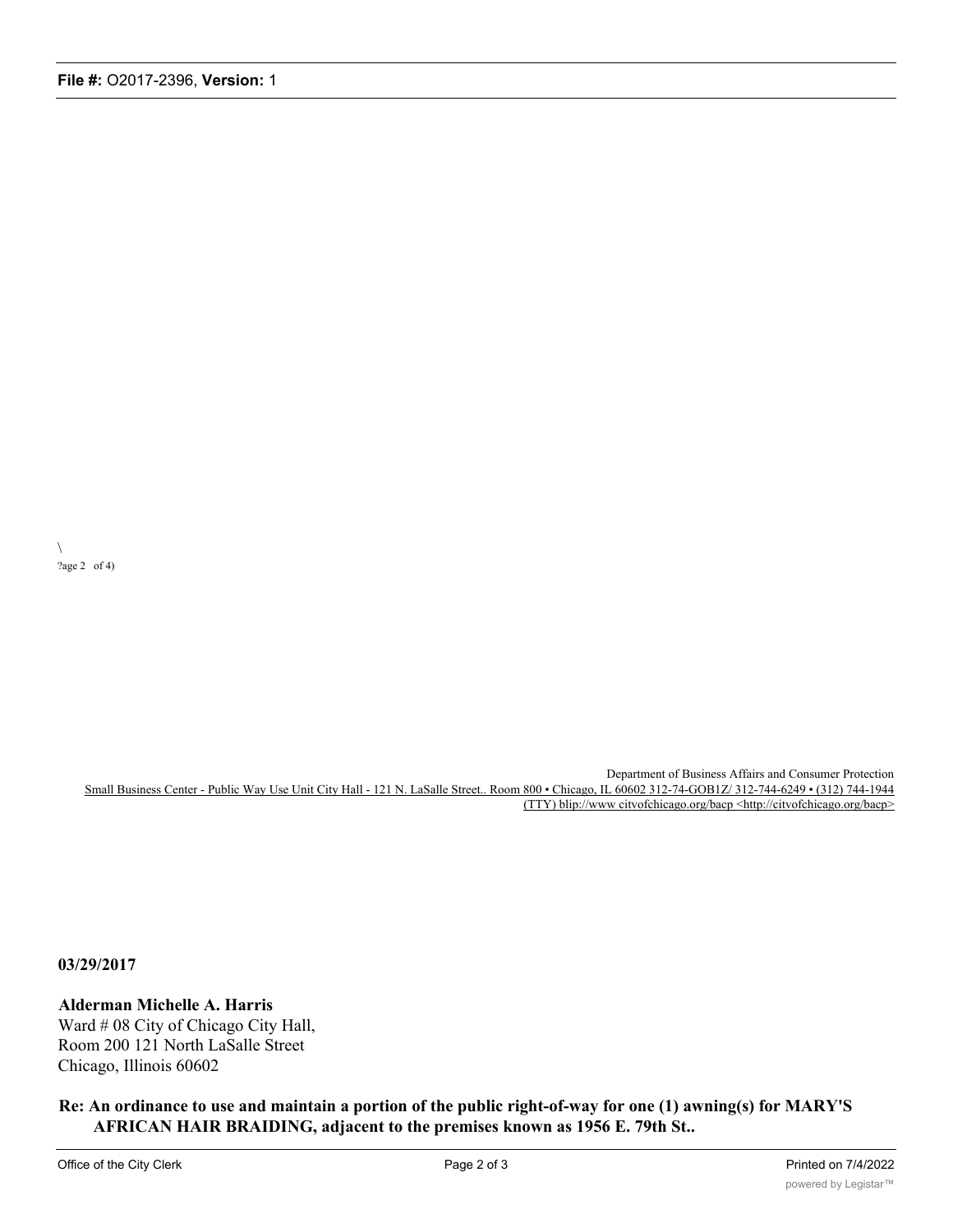\
?age 2 of 4)

Department of Business Affairs and Consumer Protection
Small Business Center - Public Way Use Unit City Hall - 121 N. LaSalle Street.. Room 800 • Chicago, IL 60602 312-74-GOB1Z/ 312-744-6249 • (312) 744-1944 (TTY) blip://www citvofchicago.org/bacp <http://citvofchicago.org/bacp>

**03/29/2017**

**Alderman Michelle A. Harris**
Ward # 08 City of Chicago City Hall,
Room 200 121 North LaSalle Street
Chicago, Illinois 60602

**Re: An ordinance to use and maintain a portion of the public right-of-way for one (1) awning(s) for MARY'S AFRICAN HAIR BRAIDING, adjacent to the premises known as 1956 E. 79th St..**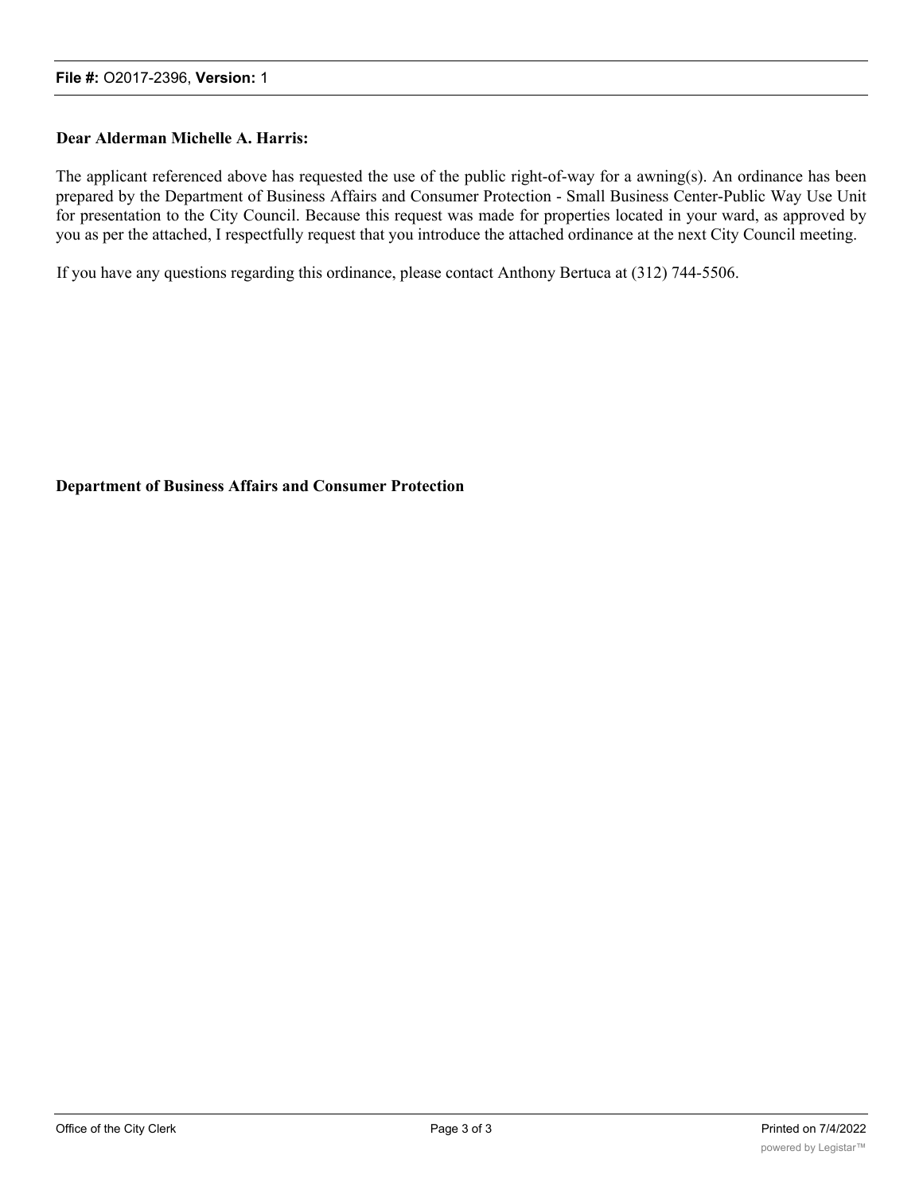**Dear Alderman Michelle A. Harris:**

The applicant referenced above has requested the use of the public right-of-way for a awning(s). An ordinance has been prepared by the Department of Business Affairs and Consumer Protection - Small Business Center-Public Way Use Unit for presentation to the City Council. Because this request was made for properties located in your ward, as approved by you as per the attached, I respectfully request that you introduce the attached ordinance at the next City Council meeting.

If you have any questions regarding this ordinance, please contact Anthony Bertuca at (312) 744-5506.

**Department of Business Affairs and Consumer Protection**